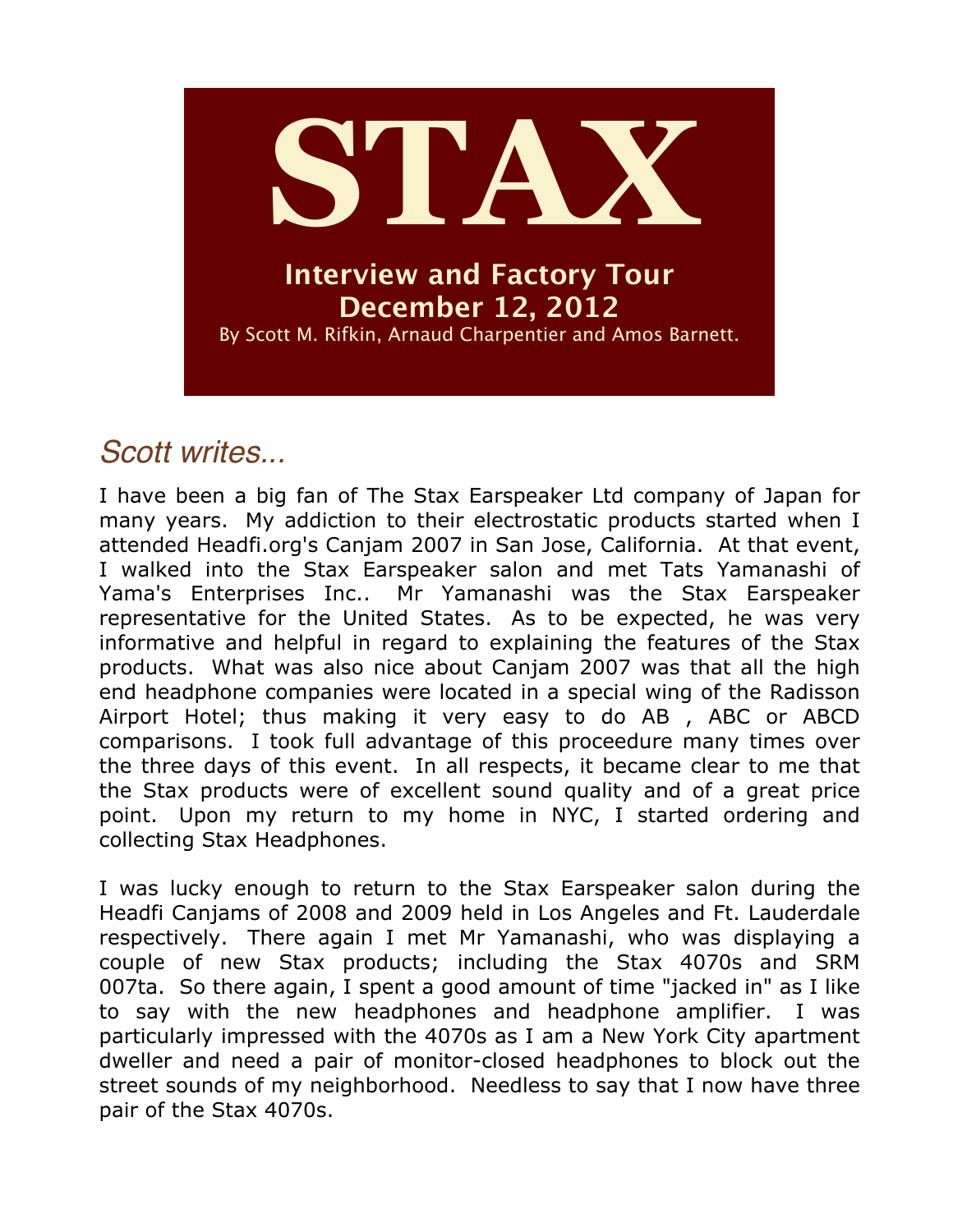# STAX

## Interview and Factory Tour
## December 12, 2012

By Scott M. Rifkin, Arnaud Charpentier and Amos Barnett.

## *Scott writes...*

I have been a big fan of The Stax Earspeaker Ltd company of Japan for many years. My addiction to their electrostatic products started when I attended Headfi.org's Canjam 2007 in San Jose, California. At that event, I walked into the Stax Earspeaker salon and met Tats Yamanashi of Yama's Enterprises Inc.. Mr Yamanashi was the Stax Earspeaker representative for the United States. As to be expected, he was very informative and helpful in regard to explaining the features of the Stax products. What was also nice about Canjam 2007 was that all the high end headphone companies were located in a special wing of the Radisson Airport Hotel; thus making it very easy to do AB , ABC or ABCD comparisons. I took full advantage of this proceedure many times over the three days of this event. In all respects, it became clear to me that the Stax products were of excellent sound quality and of a great price point. Upon my return to my home in NYC, I started ordering and collecting Stax Headphones.

I was lucky enough to return to the Stax Earspeaker salon during the Headfi Canjams of 2008 and 2009 held in Los Angeles and Ft. Lauderdale respectively. There again I met Mr Yamanashi, who was displaying a couple of new Stax products; including the Stax 4070s and SRM 007ta. So there again, I spent a good amount of time "jacked in" as I like to say with the new headphones and headphone amplifier. I was particularly impressed with the 4070s as I am a New York City apartment dweller and need a pair of monitor-closed headphones to block out the street sounds of my neighborhood. Needless to say that I now have three pair of the Stax 4070s.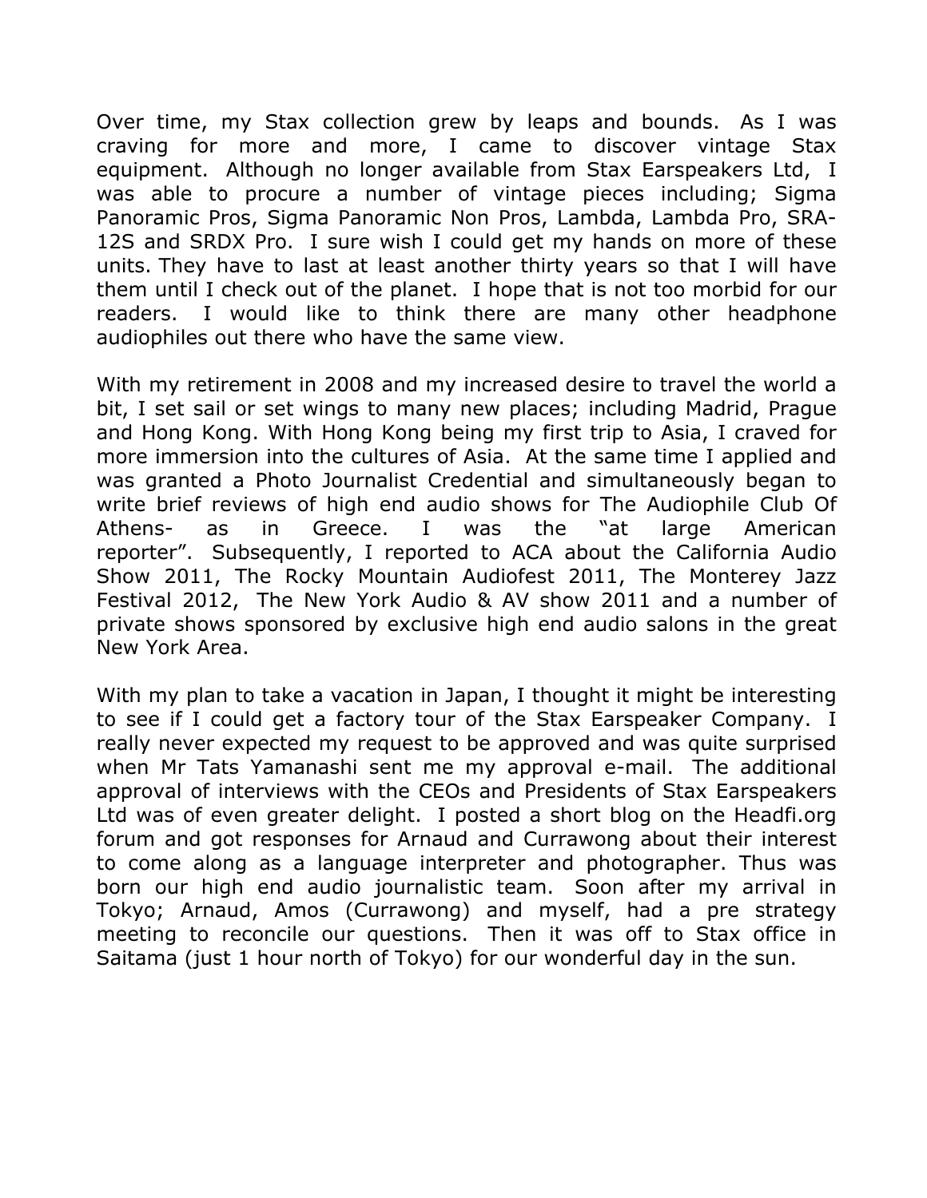Over time, my Stax collection grew by leaps and bounds. As I was craving for more and more, I came to discover vintage Stax equipment. Although no longer available from Stax Earspeakers Ltd, I was able to procure a number of vintage pieces including; Sigma Panoramic Pros, Sigma Panoramic Non Pros, Lambda, Lambda Pro, SRA-12S and SRDX Pro. I sure wish I could get my hands on more of these units. They have to last at least another thirty years so that I will have them until I check out of the planet. I hope that is not too morbid for our readers. I would like to think there are many other headphone audiophiles out there who have the same view.

With my retirement in 2008 and my increased desire to travel the world a bit, I set sail or set wings to many new places; including Madrid, Prague and Hong Kong. With Hong Kong being my first trip to Asia, I craved for more immersion into the cultures of Asia. At the same time I applied and was granted a Photo Journalist Credential and simultaneously began to write brief reviews of high end audio shows for The Audiophile Club Of Athens- as in Greece. I was the "at large American reporter". Subsequently, I reported to ACA about the California Audio Show 2011, The Rocky Mountain Audiofest 2011, The Monterey Jazz Festival 2012, The New York Audio & AV show 2011 and a number of private shows sponsored by exclusive high end audio salons in the great New York Area.

With my plan to take a vacation in Japan, I thought it might be interesting to see if I could get a factory tour of the Stax Earspeaker Company. I really never expected my request to be approved and was quite surprised when Mr Tats Yamanashi sent me my approval e-mail. The additional approval of interviews with the CEOs and Presidents of Stax Earspeakers Ltd was of even greater delight. I posted a short blog on the Headfi.org forum and got responses for Arnaud and Currawong about their interest to come along as a language interpreter and photographer. Thus was born our high end audio journalistic team. Soon after my arrival in Tokyo; Arnaud, Amos (Currawong) and myself, had a pre strategy meeting to reconcile our questions. Then it was off to Stax office in Saitama (just 1 hour north of Tokyo) for our wonderful day in the sun.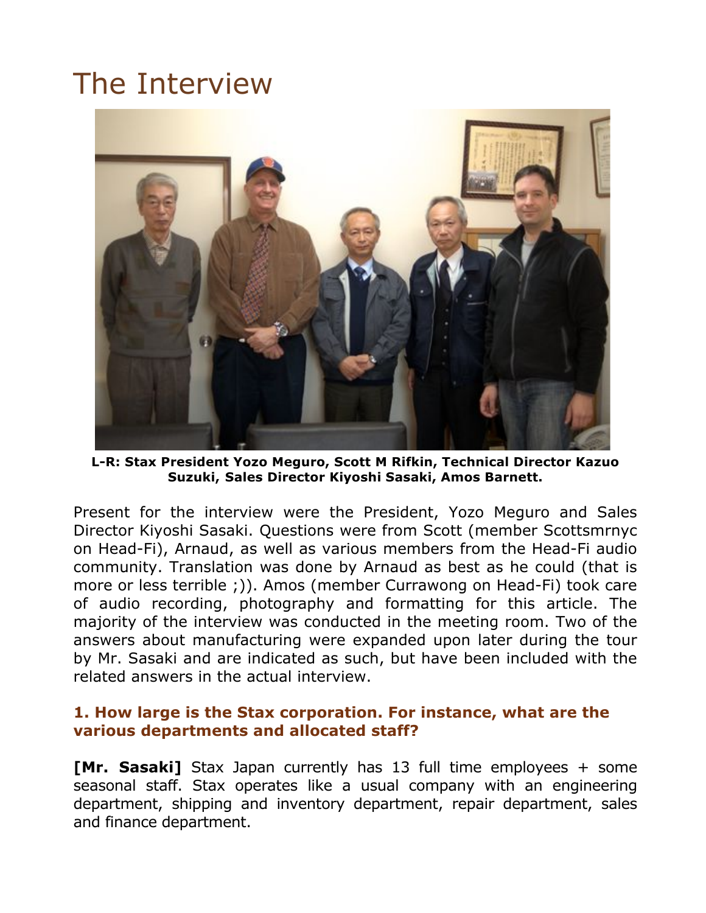# The Interview

**L-R: Stax President Yozo Meguro, Scott M Rifkin, Technical Director Kazuo Suzuki, Sales Director Kiyoshi Sasaki, Amos Barnett.**

Present for the interview were the President, Yozo Meguro and Sales Director Kiyoshi Sasaki. Questions were from Scott (member Scottsmrnyc on Head-Fi), Arnaud, as well as various members from the Head-Fi audio community. Translation was done by Arnaud as best as he could (that is more or less terrible ;)). Amos (member Currawong on Head-Fi) took care of audio recording, photography and formatting for this article. The majority of the interview was conducted in the meeting room. Two of the answers about manufacturing were expanded upon later during the tour by Mr. Sasaki and are indicated as such, but have been included with the related answers in the actual interview.

### 1. How large is the Stax corporation. For instance, what are the various departments and allocated staff?

**[Mr. Sasaki]** Stax Japan currently has 13 full time employees + some seasonal staff. Stax operates like a usual company with an engineering department, shipping and inventory department, repair department, sales and finance department.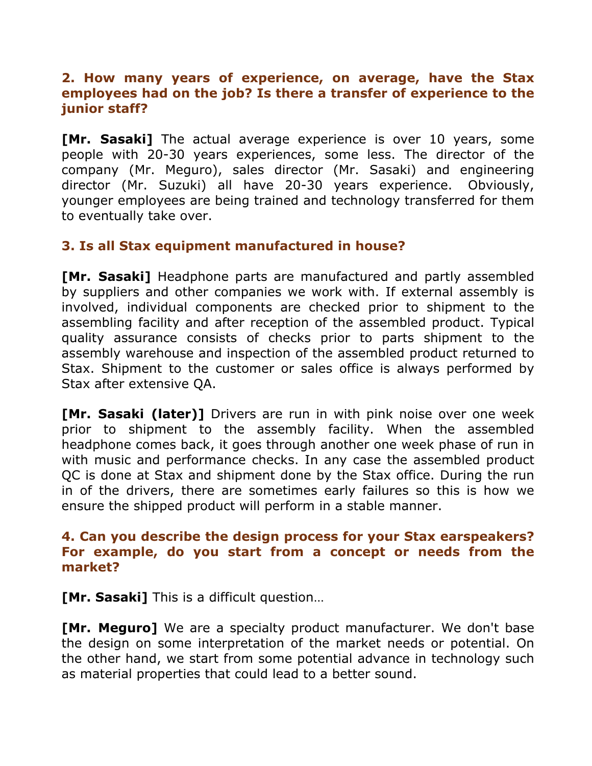**2. How many years of experience, on average, have the Stax employees had on the job? Is there a transfer of experience to the junior staff?**

**[Mr. Sasaki]** The actual average experience is over 10 years, some people with 20-30 years experiences, some less. The director of the company (Mr. Meguro), sales director (Mr. Sasaki) and engineering director (Mr. Suzuki) all have 20-30 years experience. Obviously, younger employees are being trained and technology transferred for them to eventually take over.

**3. Is all Stax equipment manufactured in house?**

**[Mr. Sasaki]** Headphone parts are manufactured and partly assembled by suppliers and other companies we work with. If external assembly is involved, individual components are checked prior to shipment to the assembling facility and after reception of the assembled product. Typical quality assurance consists of checks prior to parts shipment to the assembly warehouse and inspection of the assembled product returned to Stax. Shipment to the customer or sales office is always performed by Stax after extensive QA.

**[Mr. Sasaki (later)]** Drivers are run in with pink noise over one week prior to shipment to the assembly facility. When the assembled headphone comes back, it goes through another one week phase of run in with music and performance checks. In any case the assembled product QC is done at Stax and shipment done by the Stax office. During the run in of the drivers, there are sometimes early failures so this is how we ensure the shipped product will perform in a stable manner.

**4. Can you describe the design process for your Stax earspeakers? For example, do you start from a concept or needs from the market?**

**[Mr. Sasaki]** This is a difficult question…

**[Mr. Meguro]** We are a specialty product manufacturer. We don't base the design on some interpretation of the market needs or potential. On the other hand, we start from some potential advance in technology such as material properties that could lead to a better sound.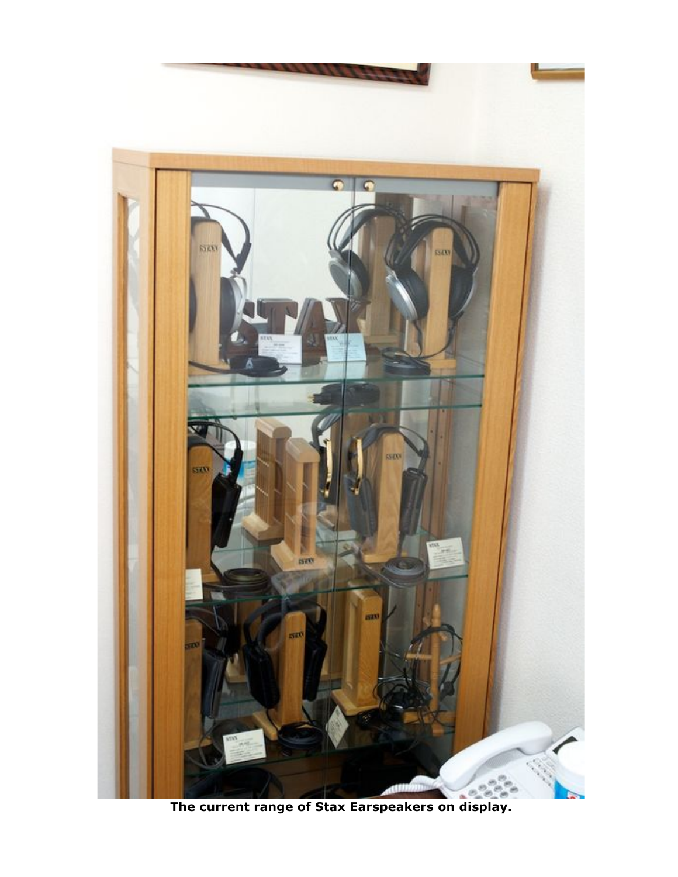**The current range of Stax Earspeakers on display.**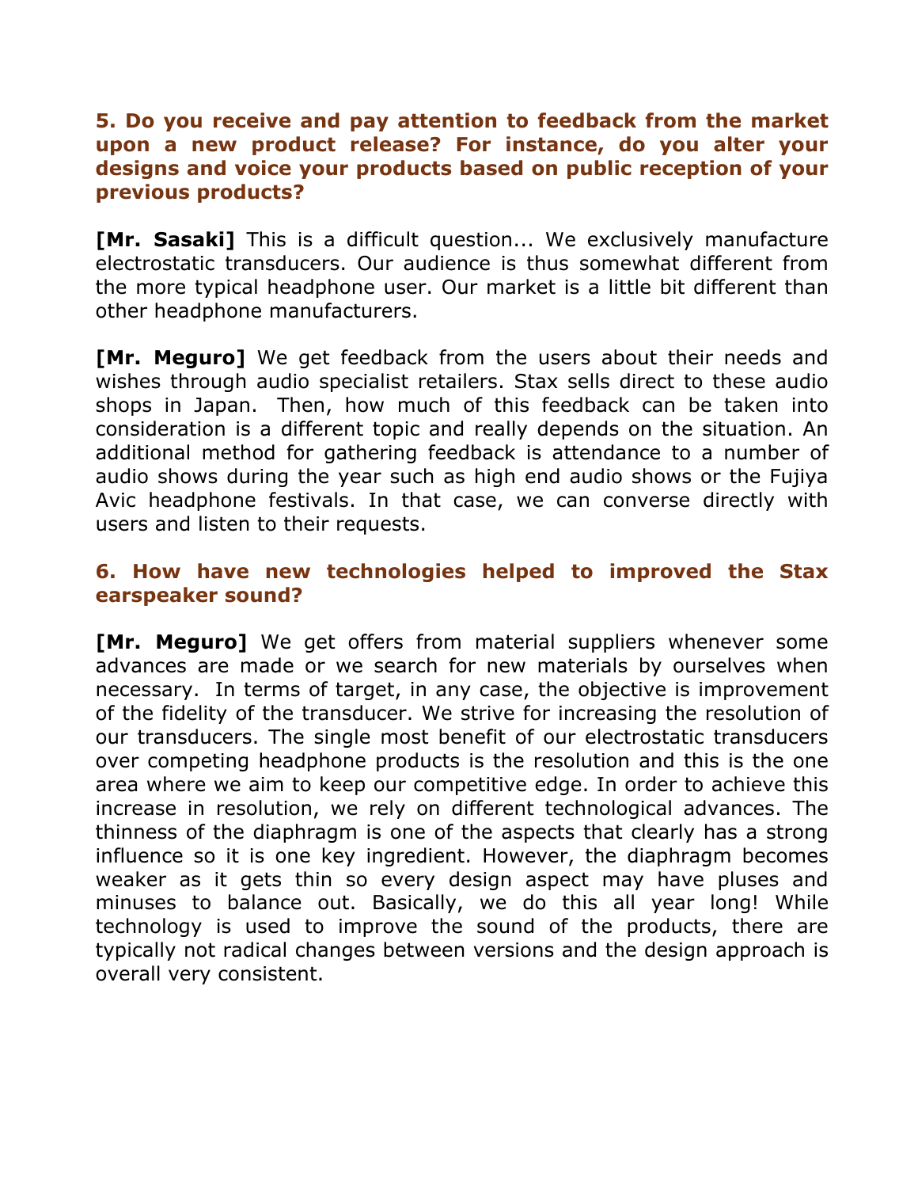### 5. Do you receive and pay attention to feedback from the market upon a new product release? For instance, do you alter your designs and voice your products based on public reception of your previous products?

**[Mr. Sasaki]** This is a difficult question... We exclusively manufacture electrostatic transducers. Our audience is thus somewhat different from the more typical headphone user. Our market is a little bit different than other headphone manufacturers.

**[Mr. Meguro]** We get feedback from the users about their needs and wishes through audio specialist retailers. Stax sells direct to these audio shops in Japan. Then, how much of this feedback can be taken into consideration is a different topic and really depends on the situation. An additional method for gathering feedback is attendance to a number of audio shows during the year such as high end audio shows or the Fujiya Avic headphone festivals. In that case, we can converse directly with users and listen to their requests.

### 6. How have new technologies helped to improved the Stax earspeaker sound?

**[Mr. Meguro]** We get offers from material suppliers whenever some advances are made or we search for new materials by ourselves when necessary. In terms of target, in any case, the objective is improvement of the fidelity of the transducer. We strive for increasing the resolution of our transducers. The single most benefit of our electrostatic transducers over competing headphone products is the resolution and this is the one area where we aim to keep our competitive edge. In order to achieve this increase in resolution, we rely on different technological advances. The thinness of the diaphragm is one of the aspects that clearly has a strong influence so it is one key ingredient. However, the diaphragm becomes weaker as it gets thin so every design aspect may have pluses and minuses to balance out. Basically, we do this all year long! While technology is used to improve the sound of the products, there are typically not radical changes between versions and the design approach is overall very consistent.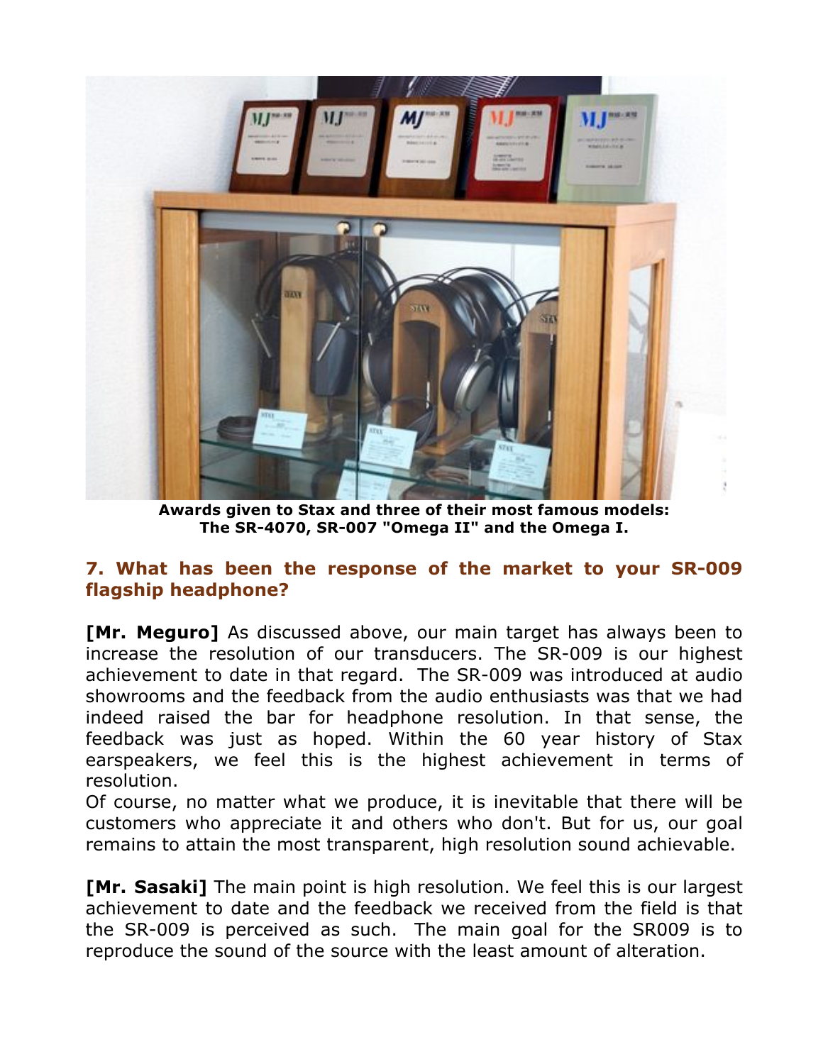Awards given to Stax and three of their most famous models: The SR-4070, SR-007 "Omega II" and the Omega I.

### 7. What has been the response of the market to your SR-009 flagship headphone?

**[Mr. Meguro]** As discussed above, our main target has always been to increase the resolution of our transducers. The SR-009 is our highest achievement to date in that regard. The SR-009 was introduced at audio showrooms and the feedback from the audio enthusiasts was that we had indeed raised the bar for headphone resolution. In that sense, the feedback was just as hoped. Within the 60 year history of Stax earspeakers, we feel this is the highest achievement in terms of resolution.

Of course, no matter what we produce, it is inevitable that there will be customers who appreciate it and others who don't. But for us, our goal remains to attain the most transparent, high resolution sound achievable.

**[Mr. Sasaki]** The main point is high resolution. We feel this is our largest achievement to date and the feedback we received from the field is that the SR-009 is perceived as such. The main goal for the SR009 is to reproduce the sound of the source with the least amount of alteration.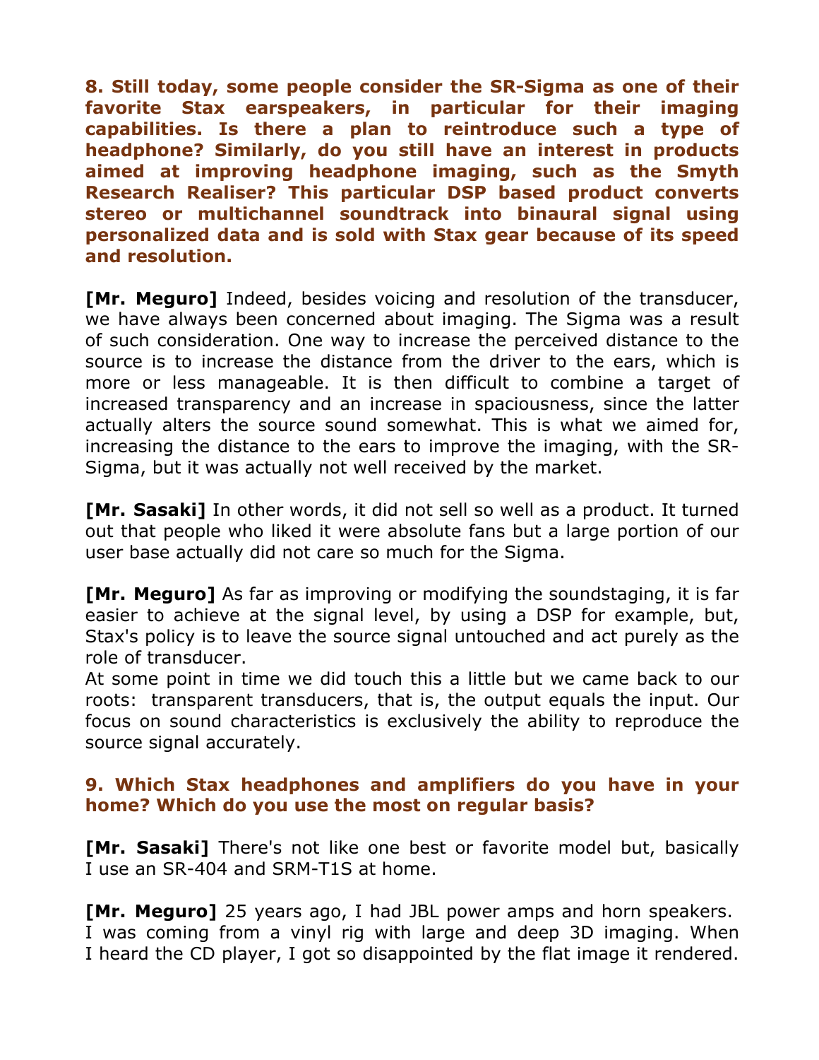**8. Still today, some people consider the SR-Sigma as one of their favorite Stax earspeakers, in particular for their imaging capabilities. Is there a plan to reintroduce such a type of headphone? Similarly, do you still have an interest in products aimed at improving headphone imaging, such as the Smyth Research Realiser? This particular DSP based product converts stereo or multichannel soundtrack into binaural signal using personalized data and is sold with Stax gear because of its speed and resolution.**

**[Mr. Meguro]** Indeed, besides voicing and resolution of the transducer, we have always been concerned about imaging. The Sigma was a result of such consideration. One way to increase the perceived distance to the source is to increase the distance from the driver to the ears, which is more or less manageable. It is then difficult to combine a target of increased transparency and an increase in spaciousness, since the latter actually alters the source sound somewhat. This is what we aimed for, increasing the distance to the ears to improve the imaging, with the SR-Sigma, but it was actually not well received by the market.

**[Mr. Sasaki]** In other words, it did not sell so well as a product. It turned out that people who liked it were absolute fans but a large portion of our user base actually did not care so much for the Sigma.

**[Mr. Meguro]** As far as improving or modifying the soundstaging, it is far easier to achieve at the signal level, by using a DSP for example, but, Stax's policy is to leave the source signal untouched and act purely as the role of transducer.
At some point in time we did touch this a little but we came back to our roots: transparent transducers, that is, the output equals the input. Our focus on sound characteristics is exclusively the ability to reproduce the source signal accurately.

**9. Which Stax headphones and amplifiers do you have in your home? Which do you use the most on regular basis?**

**[Mr. Sasaki]** There's not like one best or favorite model but, basically I use an SR-404 and SRM-T1S at home.

**[Mr. Meguro]** 25 years ago, I had JBL power amps and horn speakers. I was coming from a vinyl rig with large and deep 3D imaging. When I heard the CD player, I got so disappointed by the flat image it rendered.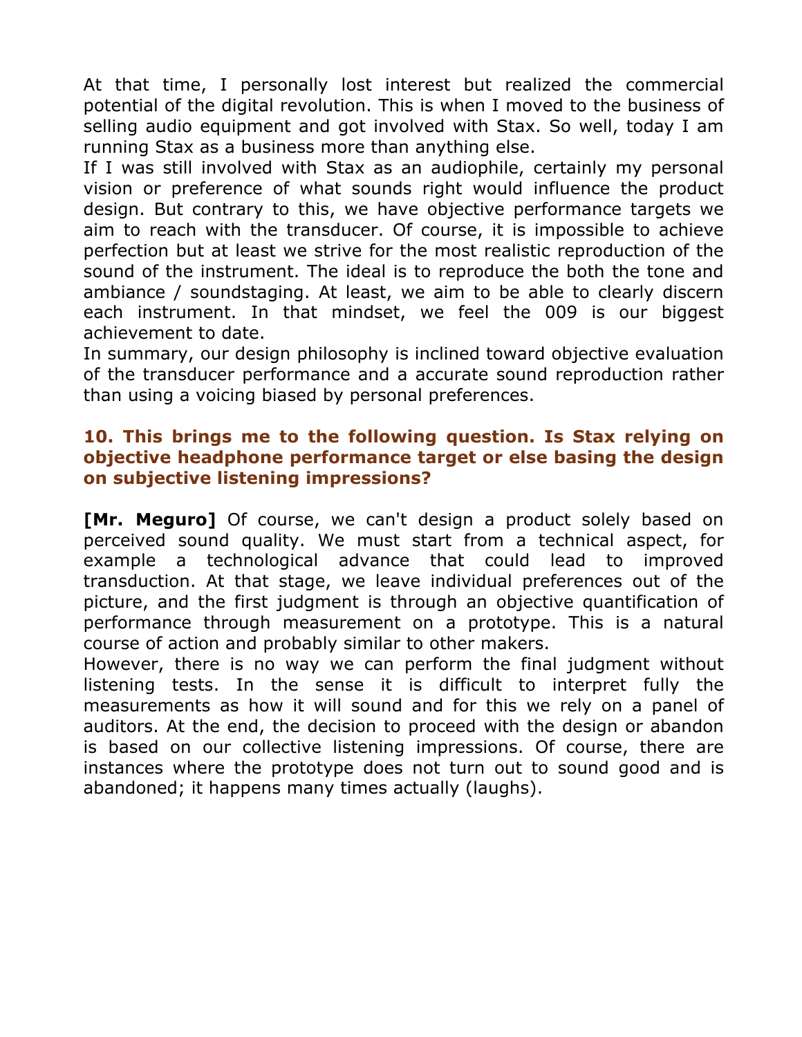At that time, I personally lost interest but realized the commercial potential of the digital revolution. This is when I moved to the business of selling audio equipment and got involved with Stax. So well, today I am running Stax as a business more than anything else.

If I was still involved with Stax as an audiophile, certainly my personal vision or preference of what sounds right would influence the product design. But contrary to this, we have objective performance targets we aim to reach with the transducer. Of course, it is impossible to achieve perfection but at least we strive for the most realistic reproduction of the sound of the instrument. The ideal is to reproduce the both the tone and ambiance / soundstaging. At least, we aim to be able to clearly discern each instrument. In that mindset, we feel the 009 is our biggest achievement to date.

In summary, our design philosophy is inclined toward objective evaluation of the transducer performance and a accurate sound reproduction rather than using a voicing biased by personal preferences.

### 10. This brings me to the following question. Is Stax relying on objective headphone performance target or else basing the design on subjective listening impressions?

**[Mr. Meguro]** Of course, we can't design a product solely based on perceived sound quality. We must start from a technical aspect, for example a technological advance that could lead to improved transduction. At that stage, we leave individual preferences out of the picture, and the first judgment is through an objective quantification of performance through measurement on a prototype. This is a natural course of action and probably similar to other makers.

However, there is no way we can perform the final judgment without listening tests. In the sense it is difficult to interpret fully the measurements as how it will sound and for this we rely on a panel of auditors. At the end, the decision to proceed with the design or abandon is based on our collective listening impressions. Of course, there are instances where the prototype does not turn out to sound good and is abandoned; it happens many times actually (laughs).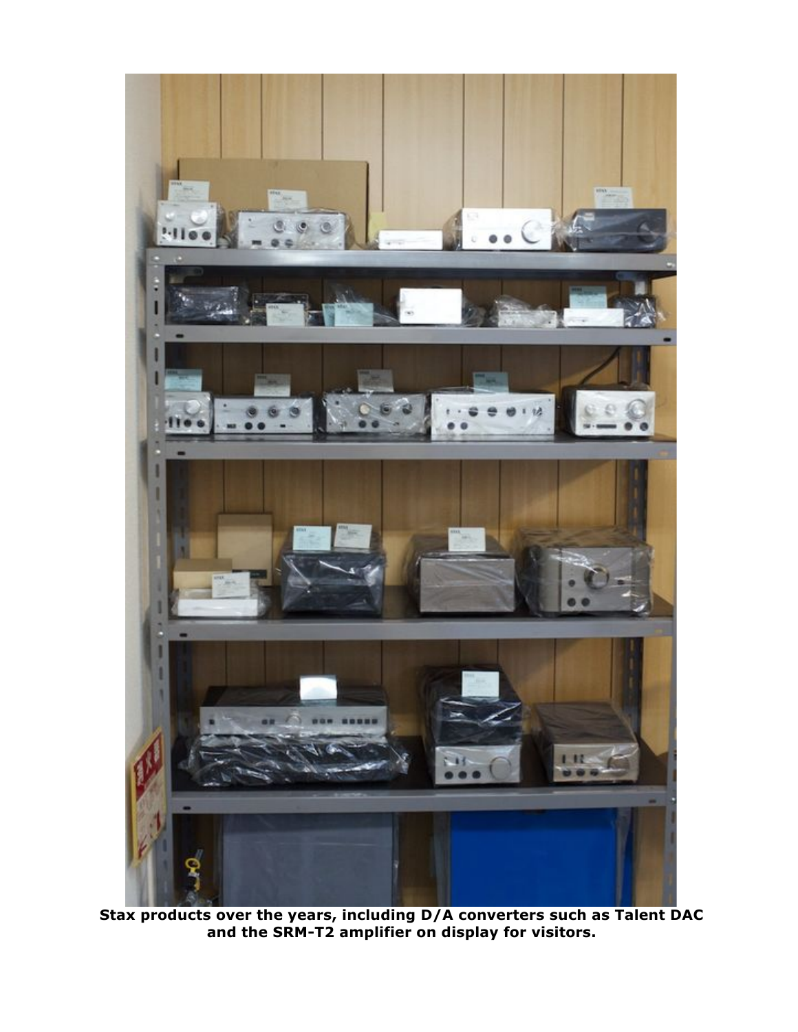**Stax products over the years, including D/A converters such as Talent DAC and the SRM-T2 amplifier on display for visitors.**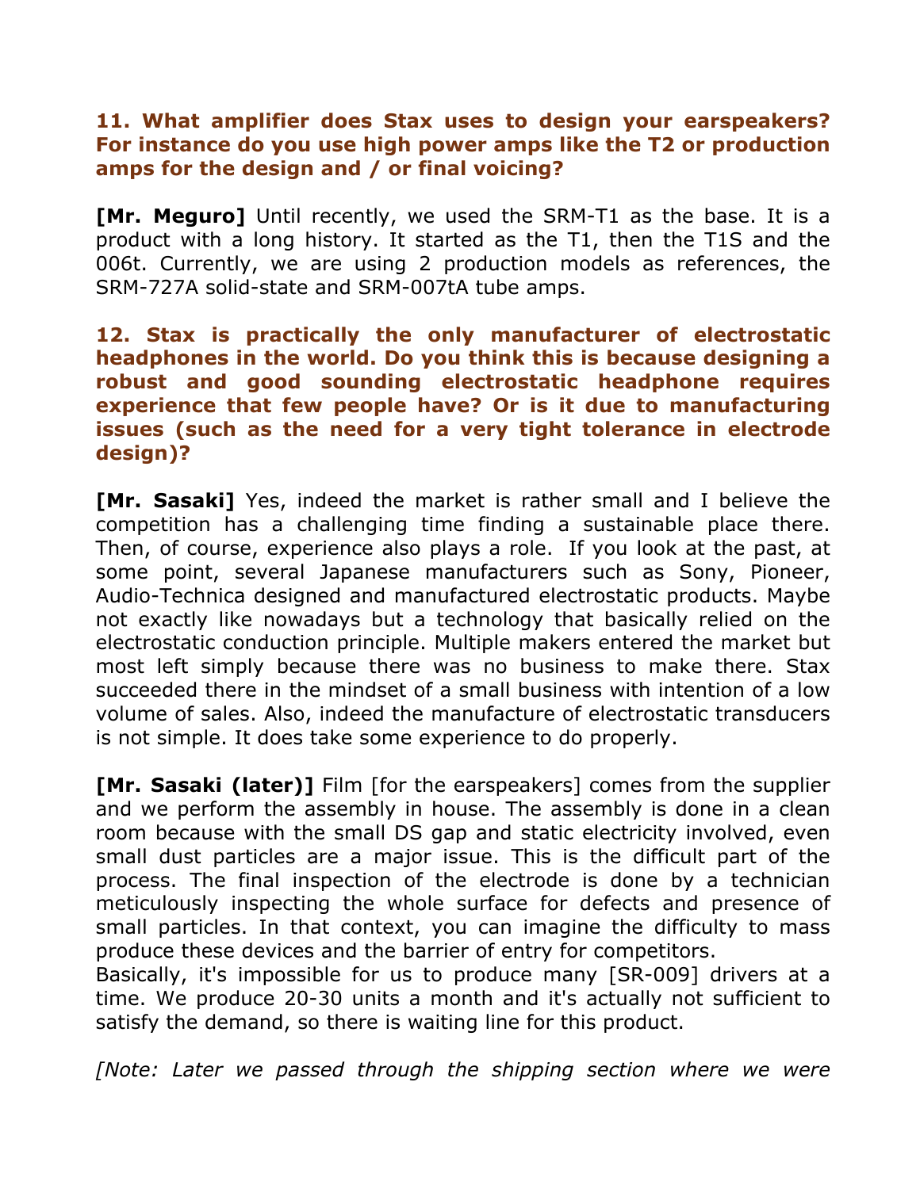**11. What amplifier does Stax uses to design your earspeakers? For instance do you use high power amps like the T2 or production amps for the design and / or final voicing?**

**[Mr. Meguro]** Until recently, we used the SRM-T1 as the base. It is a product with a long history. It started as the T1, then the T1S and the 006t. Currently, we are using 2 production models as references, the SRM-727A solid-state and SRM-007tA tube amps.

**12. Stax is practically the only manufacturer of electrostatic headphones in the world. Do you think this is because designing a robust and good sounding electrostatic headphone requires experience that few people have? Or is it due to manufacturing issues (such as the need for a very tight tolerance in electrode design)?**

**[Mr. Sasaki]** Yes, indeed the market is rather small and I believe the competition has a challenging time finding a sustainable place there. Then, of course, experience also plays a role. If you look at the past, at some point, several Japanese manufacturers such as Sony, Pioneer, Audio-Technica designed and manufactured electrostatic products. Maybe not exactly like nowadays but a technology that basically relied on the electrostatic conduction principle. Multiple makers entered the market but most left simply because there was no business to make there. Stax succeeded there in the mindset of a small business with intention of a low volume of sales. Also, indeed the manufacture of electrostatic transducers is not simple. It does take some experience to do properly.

**[Mr. Sasaki (later)]** Film [for the earspeakers] comes from the supplier and we perform the assembly in house. The assembly is done in a clean room because with the small DS gap and static electricity involved, even small dust particles are a major issue. This is the difficult part of the process. The final inspection of the electrode is done by a technician meticulously inspecting the whole surface for defects and presence of small particles. In that context, you can imagine the difficulty to mass produce these devices and the barrier of entry for competitors.
Basically, it's impossible for us to produce many [SR-009] drivers at a time. We produce 20-30 units a month and it's actually not sufficient to satisfy the demand, so there is waiting line for this product.

*[Note: Later we passed through the shipping section where we were*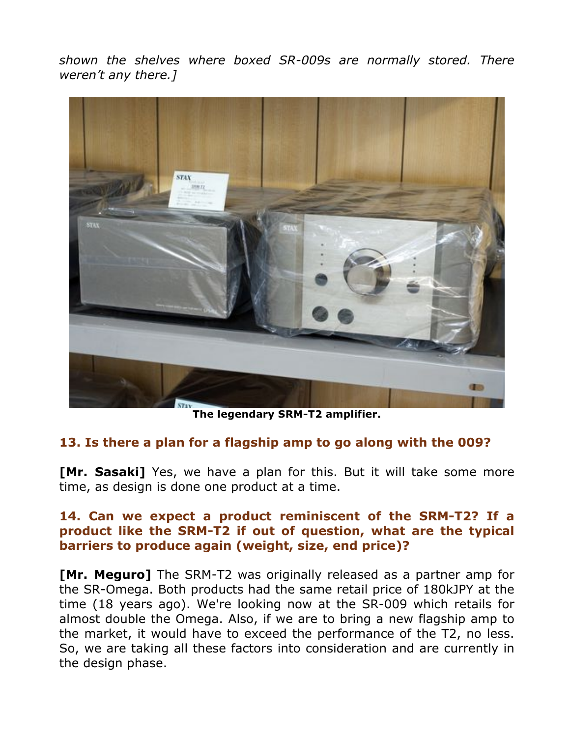*shown the shelves where boxed SR-009s are normally stored. There weren't any there.]*

**The legendary SRM-T2 amplifier.**

### 13. Is there a plan for a flagship amp to go along with the 009?

**[Mr. Sasaki]** Yes, we have a plan for this. But it will take some more time, as design is done one product at a time.

### 14. Can we expect a product reminiscent of the SRM-T2? If a product like the SRM-T2 if out of question, what are the typical barriers to produce again (weight, size, end price)?

**[Mr. Meguro]** The SRM-T2 was originally released as a partner amp for the SR-Omega. Both products had the same retail price of 180kJPY at the time (18 years ago). We're looking now at the SR-009 which retails for almost double the Omega. Also, if we are to bring a new flagship amp to the market, it would have to exceed the performance of the T2, no less. So, we are taking all these factors into consideration and are currently in the design phase.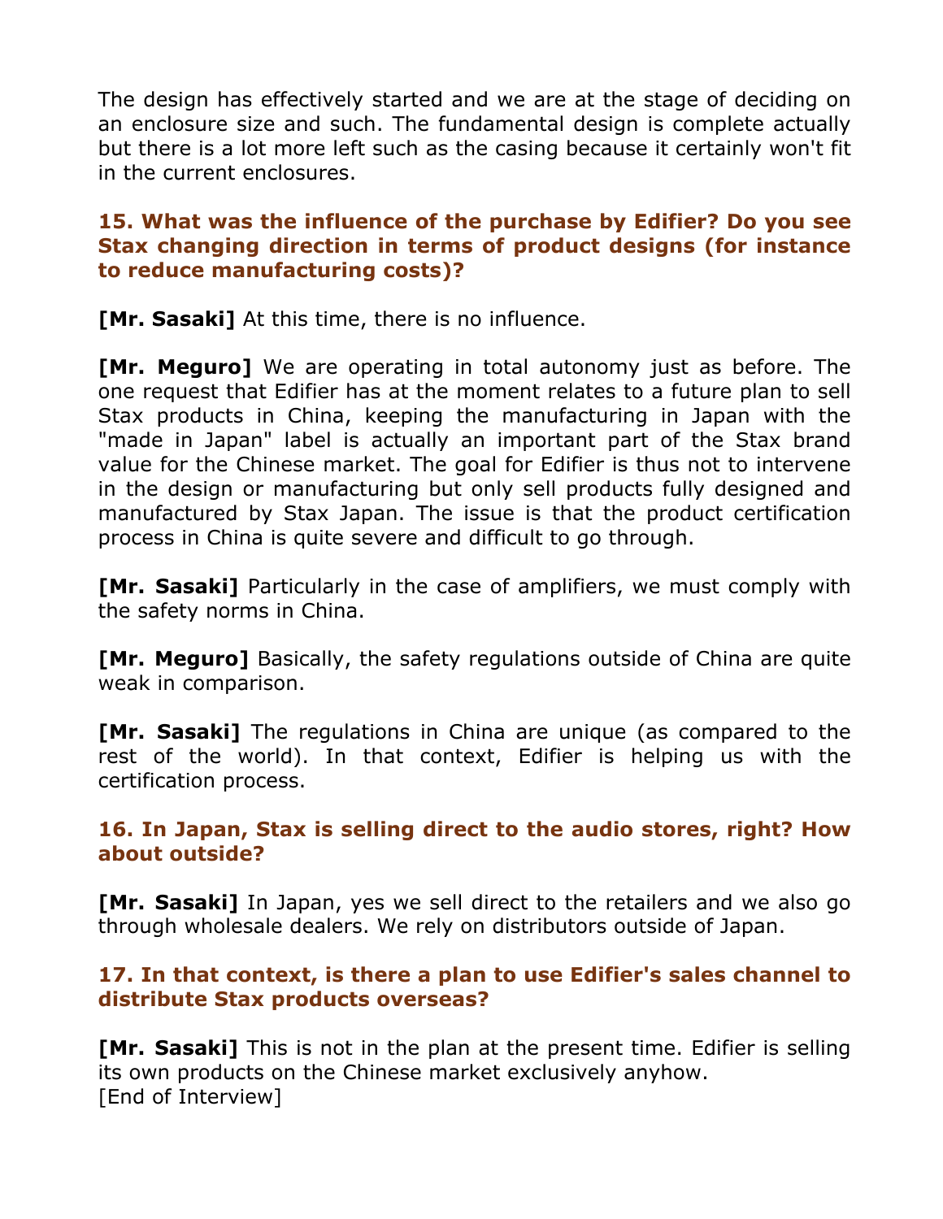The design has effectively started and we are at the stage of deciding on an enclosure size and such. The fundamental design is complete actually but there is a lot more left such as the casing because it certainly won't fit in the current enclosures.

### 15. What was the influence of the purchase by Edifier? Do you see Stax changing direction in terms of product designs (for instance to reduce manufacturing costs)?

**[Mr. Sasaki]** At this time, there is no influence.

**[Mr. Meguro]** We are operating in total autonomy just as before. The one request that Edifier has at the moment relates to a future plan to sell Stax products in China, keeping the manufacturing in Japan with the "made in Japan" label is actually an important part of the Stax brand value for the Chinese market. The goal for Edifier is thus not to intervene in the design or manufacturing but only sell products fully designed and manufactured by Stax Japan. The issue is that the product certification process in China is quite severe and difficult to go through.

**[Mr. Sasaki]** Particularly in the case of amplifiers, we must comply with the safety norms in China.

**[Mr. Meguro]** Basically, the safety regulations outside of China are quite weak in comparison.

**[Mr. Sasaki]** The regulations in China are unique (as compared to the rest of the world). In that context, Edifier is helping us with the certification process.

### 16. In Japan, Stax is selling direct to the audio stores, right? How about outside?

**[Mr. Sasaki]** In Japan, yes we sell direct to the retailers and we also go through wholesale dealers. We rely on distributors outside of Japan.

### 17. In that context, is there a plan to use Edifier's sales channel to distribute Stax products overseas?

**[Mr. Sasaki]** This is not in the plan at the present time. Edifier is selling its own products on the Chinese market exclusively anyhow.
[End of Interview]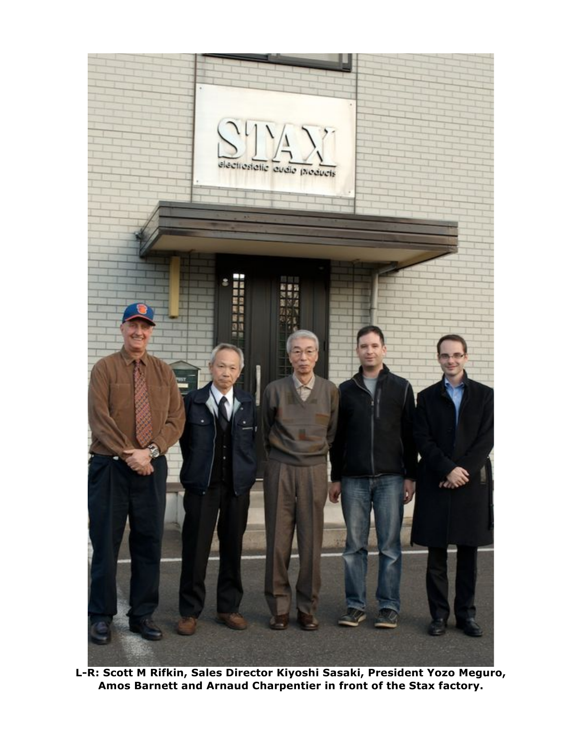**L-R: Scott M Rifkin, Sales Director Kiyoshi Sasaki, President Yozo Meguro, Amos Barnett and Arnaud Charpentier in front of the Stax factory.**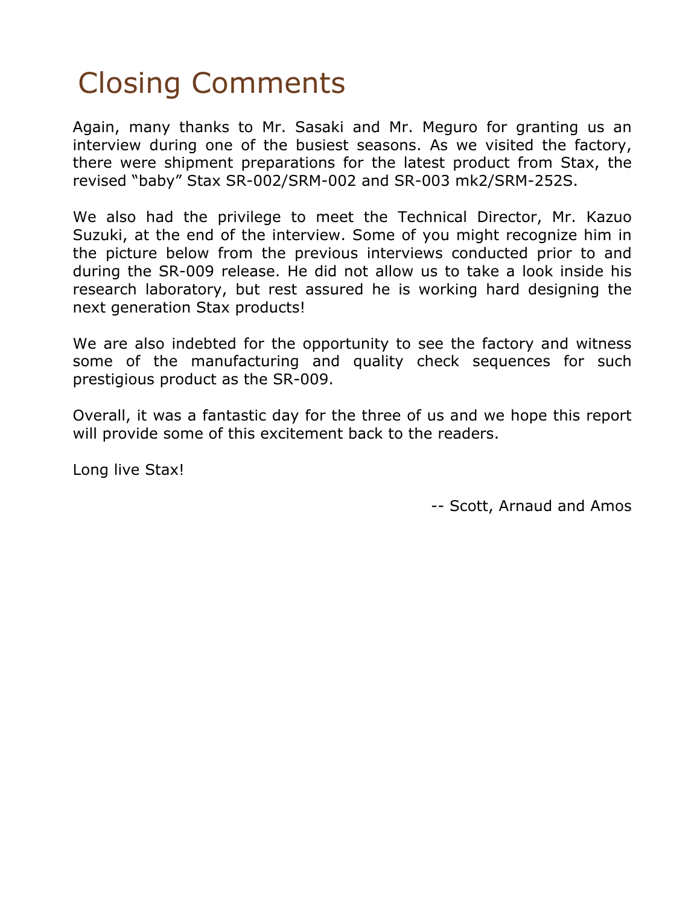# Closing Comments

Again, many thanks to Mr. Sasaki and Mr. Meguro for granting us an interview during one of the busiest seasons. As we visited the factory, there were shipment preparations for the latest product from Stax, the revised "baby" Stax SR-002/SRM-002 and SR-003 mk2/SRM-252S.

We also had the privilege to meet the Technical Director, Mr. Kazuo Suzuki, at the end of the interview. Some of you might recognize him in the picture below from the previous interviews conducted prior to and during the SR-009 release. He did not allow us to take a look inside his research laboratory, but rest assured he is working hard designing the next generation Stax products!

We are also indebted for the opportunity to see the factory and witness some of the manufacturing and quality check sequences for such prestigious product as the SR-009.

Overall, it was a fantastic day for the three of us and we hope this report will provide some of this excitement back to the readers.

Long live Stax!

-- Scott, Arnaud and Amos